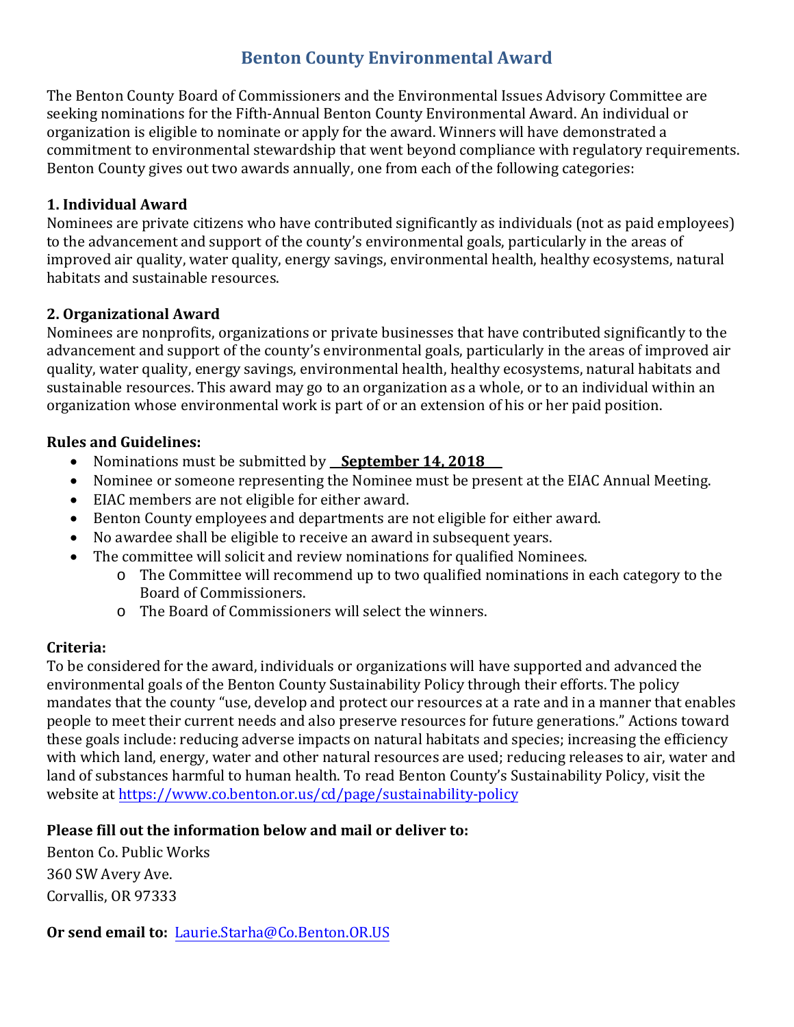# Benton County Environmental Award

The Benton County Board of Commissioners and the Environmental Issues Advisory Committee are seeking nominations for the Fifth-Annual Benton County Environmental Award. An individual or organization is eligible to nominate or apply for the award. Winners will have demonstrated a commitment to environmental stewardship that went beyond compliance with regulatory requirements. Benton County gives out two awards annually, one from each of the following categories:

**1. Individual Award**
Nominees are private citizens who have contributed significantly as individuals (not as paid employees) to the advancement and support of the county's environmental goals, particularly in the areas of improved air quality, water quality, energy savings, environmental health, healthy ecosystems, natural habitats and sustainable resources.

**2. Organizational Award**
Nominees are nonprofits, organizations or private businesses that have contributed significantly to the advancement and support of the county's environmental goals, particularly in the areas of improved air quality, water quality, energy savings, environmental health, healthy ecosystems, natural habitats and sustainable resources. This award may go to an organization as a whole, or to an individual within an organization whose environmental work is part of or an extension of his or her paid position.

**Rules and Guidelines:**

- Nominations must be submitted by **September 14, 2018**
- Nominee or someone representing the Nominee must be present at the EIAC Annual Meeting.
- EIAC members are not eligible for either award.
- Benton County employees and departments are not eligible for either award.
- No awardee shall be eligible to receive an award in subsequent years.
- The committee will solicit and review nominations for qualified Nominees.
  - The Committee will recommend up to two qualified nominations in each category to the Board of Commissioners.
  - The Board of Commissioners will select the winners.

**Criteria:**
To be considered for the award, individuals or organizations will have supported and advanced the environmental goals of the Benton County Sustainability Policy through their efforts. The policy mandates that the county "use, develop and protect our resources at a rate and in a manner that enables people to meet their current needs and also preserve resources for future generations." Actions toward these goals include: reducing adverse impacts on natural habitats and species; increasing the efficiency with which land, energy, water and other natural resources are used; reducing releases to air, water and land of substances harmful to human health. To read Benton County's Sustainability Policy, visit the website at https://www.co.benton.or.us/cd/page/sustainability-policy

**Please fill out the information below and mail or deliver to:**

Benton Co. Public Works
360 SW Avery Ave.
Corvallis, OR 97333

**Or send email to:** Laurie.Starha@Co.Benton.OR.US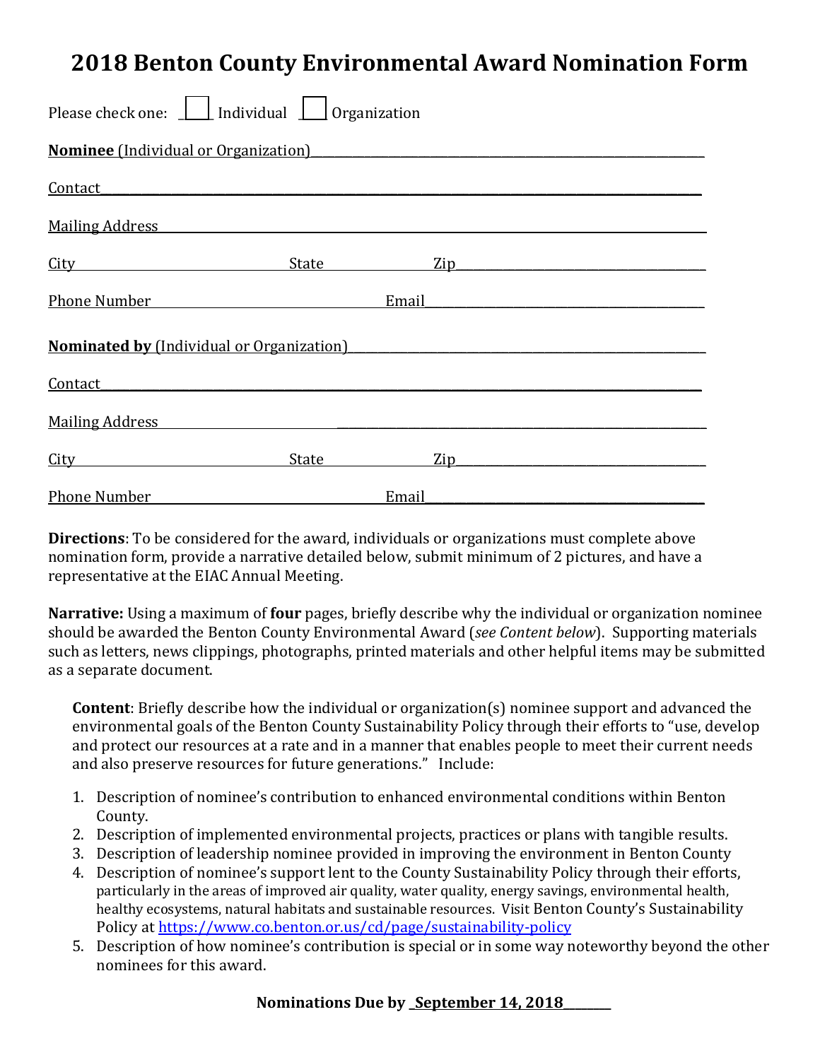# 2018 Benton County Environmental Award Nomination Form

Please check one: ☐ Individual ☐ Organization

**Nominee** (Individual or Organization)______________________________________________

Contact______________________________________________________________________

Mailing Address ______________________________________________________________

City ______________________ State ____________ Zip____________________________

Phone Number _________________________ Email________________________________

**Nominated by** (Individual or Organization)__________________________________________

Contact______________________________________________________________________

Mailing Address ______________________________________________________________

City ______________________ State ____________ Zip____________________________

Phone Number _________________________ Email________________________________

**Directions**: To be considered for the award, individuals or organizations must complete above nomination form, provide a narrative detailed below, submit minimum of 2 pictures, and have a representative at the EIAC Annual Meeting.

**Narrative:** Using a maximum of **four** pages, briefly describe why the individual or organization nominee should be awarded the Benton County Environmental Award (*see Content below*). Supporting materials such as letters, news clippings, photographs, printed materials and other helpful items may be submitted as a separate document.

**Content**: Briefly describe how the individual or organization(s) nominee support and advanced the environmental goals of the Benton County Sustainability Policy through their efforts to "use, develop and protect our resources at a rate and in a manner that enables people to meet their current needs and also preserve resources for future generations." Include:

1. Description of nominee's contribution to enhanced environmental conditions within Benton County.
2. Description of implemented environmental projects, practices or plans with tangible results.
3. Description of leadership nominee provided in improving the environment in Benton County
4. Description of nominee's support lent to the County Sustainability Policy through their efforts, particularly in the areas of improved air quality, water quality, energy savings, environmental health, healthy ecosystems, natural habitats and sustainable resources. Visit Benton County's Sustainability Policy at https://www.co.benton.or.us/cd/page/sustainability-policy
5. Description of how nominee's contribution is special or in some way noteworthy beyond the other nominees for this award.

**Nominations Due by _September 14, 2018_______**